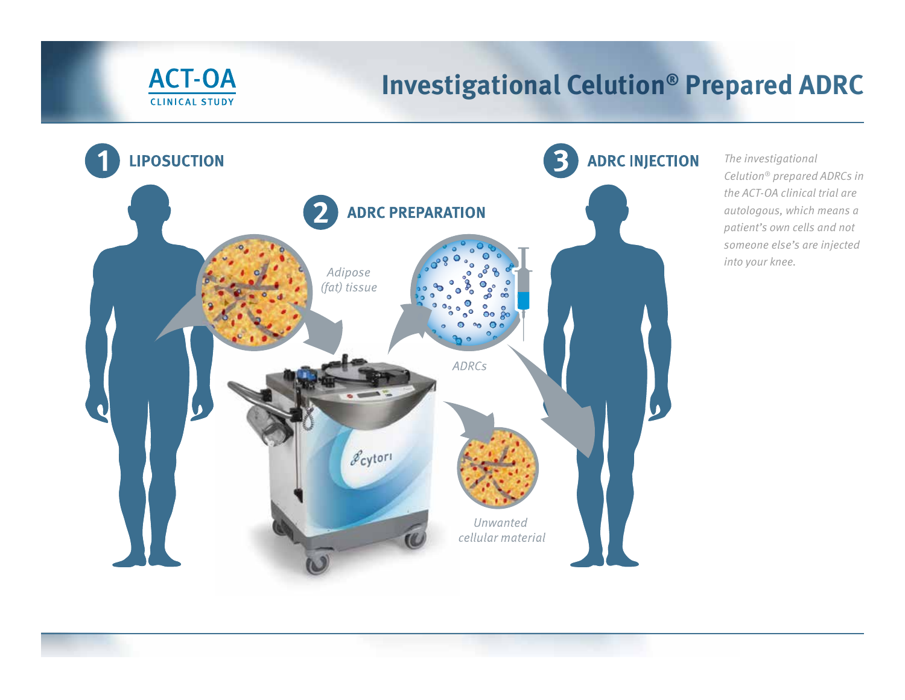ACT-OA
CLINICAL STUDY

# Investigational Celution® Prepared ADRC

## 1 LIPOSUCTION

*Adipose (fat) tissue*

## 2 ADRC PREPARATION

*ADRCs*

*Unwanted cellular material*

## 3 ADRC INJECTION

*The investigational Celution® prepared ADRCs in the ACT-OA clinical trial are autologous, which means a patient's own cells and not someone else's are injected into your knee.*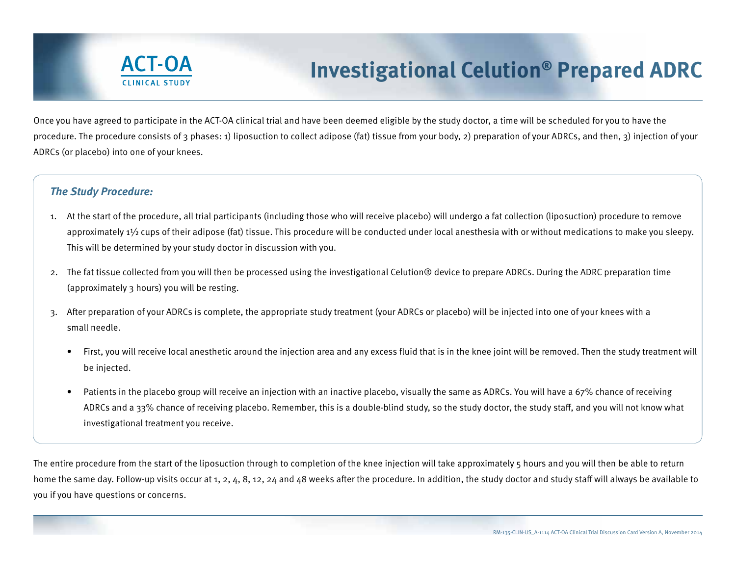ACT-OA
CLINICAL STUDY

# Investigational Celution® Prepared ADRC

Once you have agreed to participate in the ACT-OA clinical trial and have been deemed eligible by the study doctor, a time will be scheduled for you to have the procedure. The procedure consists of 3 phases: 1) liposuction to collect adipose (fat) tissue from your body, 2) preparation of your ADRCs, and then, 3) injection of your ADRCs (or placebo) into one of your knees.

### *The Study Procedure:*

1. At the start of the procedure, all trial participants (including those who will receive placebo) will undergo a fat collection (liposuction) procedure to remove approximately 1½ cups of their adipose (fat) tissue. This procedure will be conducted under local anesthesia with or without medications to make you sleepy. This will be determined by your study doctor in discussion with you.
2. The fat tissue collected from you will then be processed using the investigational Celution® device to prepare ADRCs. During the ADRC preparation time (approximately 3 hours) you will be resting.
3. After preparation of your ADRCs is complete, the appropriate study treatment (your ADRCs or placebo) will be injected into one of your knees with a small needle.
   - First, you will receive local anesthetic around the injection area and any excess fluid that is in the knee joint will be removed. Then the study treatment will be injected.
   - Patients in the placebo group will receive an injection with an inactive placebo, visually the same as ADRCs. You will have a 67% chance of receiving ADRCs and a 33% chance of receiving placebo. Remember, this is a double-blind study, so the study doctor, the study staff, and you will not know what investigational treatment you receive.

The entire procedure from the start of the liposuction through to completion of the knee injection will take approximately 5 hours and you will then be able to return home the same day. Follow-up visits occur at 1, 2, 4, 8, 12, 24 and 48 weeks after the procedure. In addition, the study doctor and study staff will always be available to you if you have questions or concerns.

RM-135-CLIN-US_A-1114 ACT-OA Clinical Trial Discussion Card Version A, November 2014